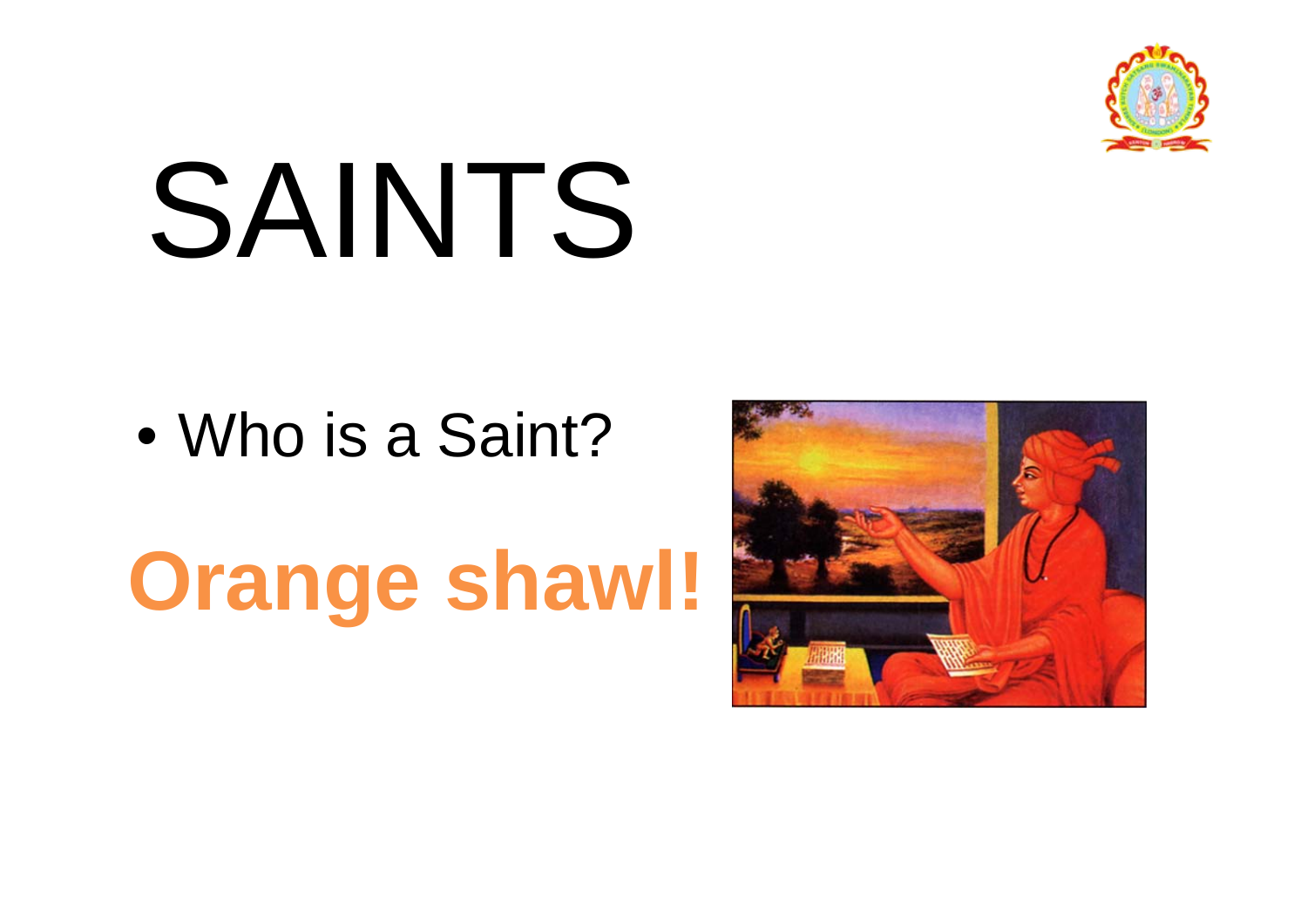# SAINTS

- Who is a Saint?

**Orange shawl!**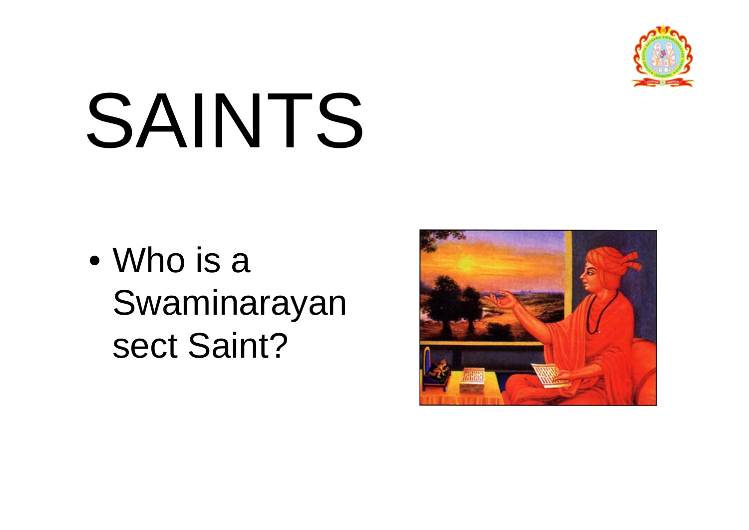# SAINTS

- Who is a Swaminarayan sect Saint?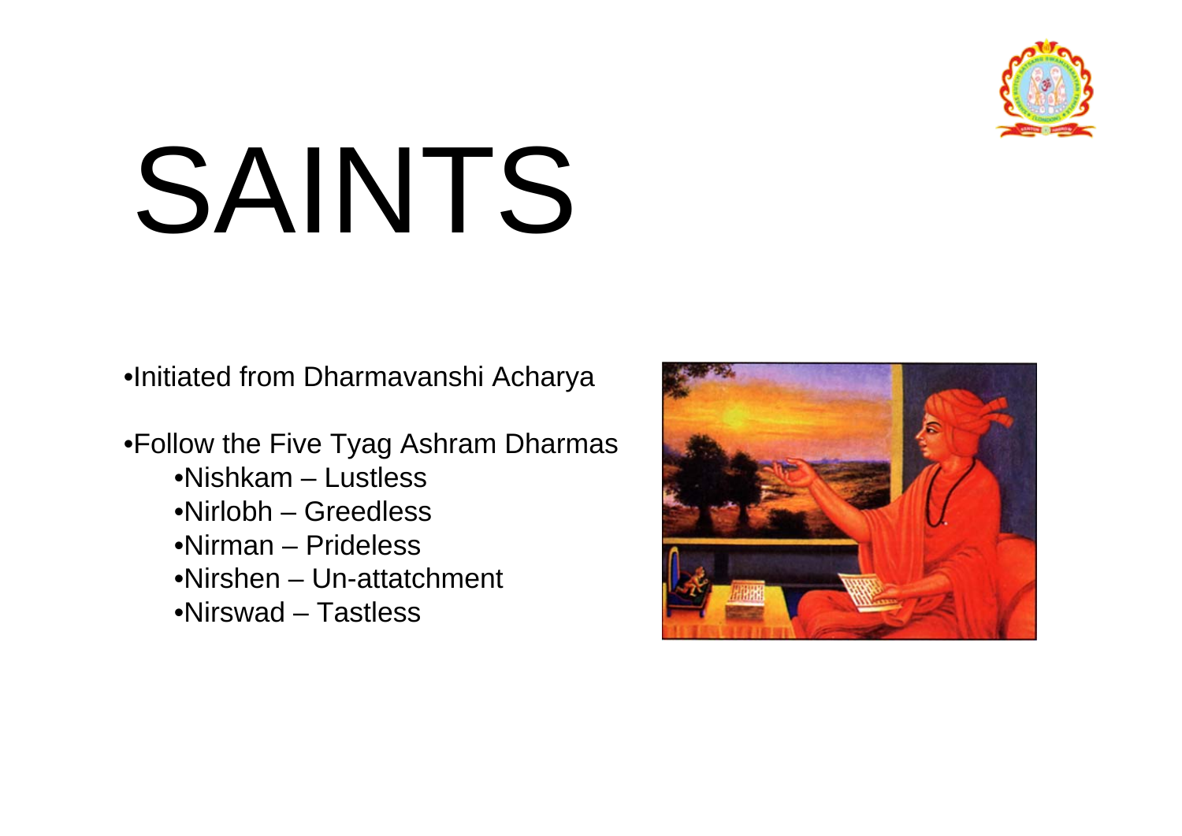# SAINTS

- Initiated from Dharmavanshi Acharya
- Follow the Five Tyag Ashram Dharmas
  - Nishkam – Lustless
  - Nirlobh – Greedless
  - Nirman – Prideless
  - Nirshen – Un-attatchment
  - Nirswad – Tastless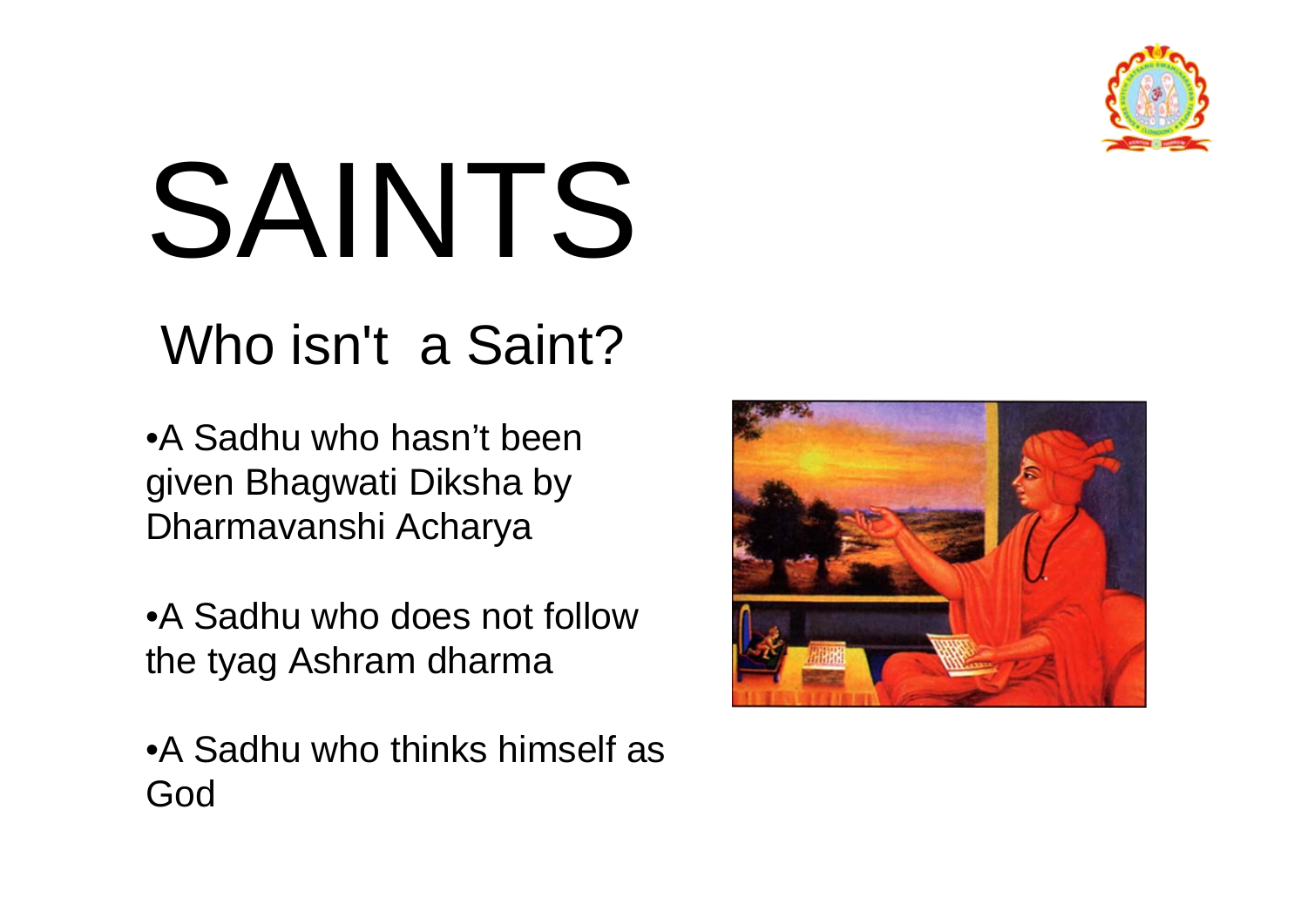# SAINTS

## Who isn't a Saint?

- A Sadhu who hasn't been given Bhagwati Diksha by Dharmavanshi Acharya
- A Sadhu who does not follow the tyag Ashram dharma
- A Sadhu who thinks himself as God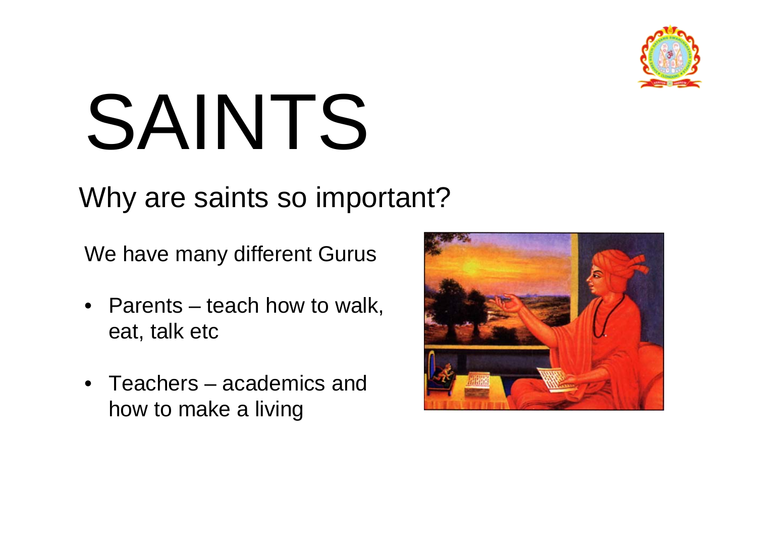# SAINTS

## Why are saints so important?

We have many different Gurus

- Parents – teach how to walk, eat, talk etc
- Teachers – academics and how to make a living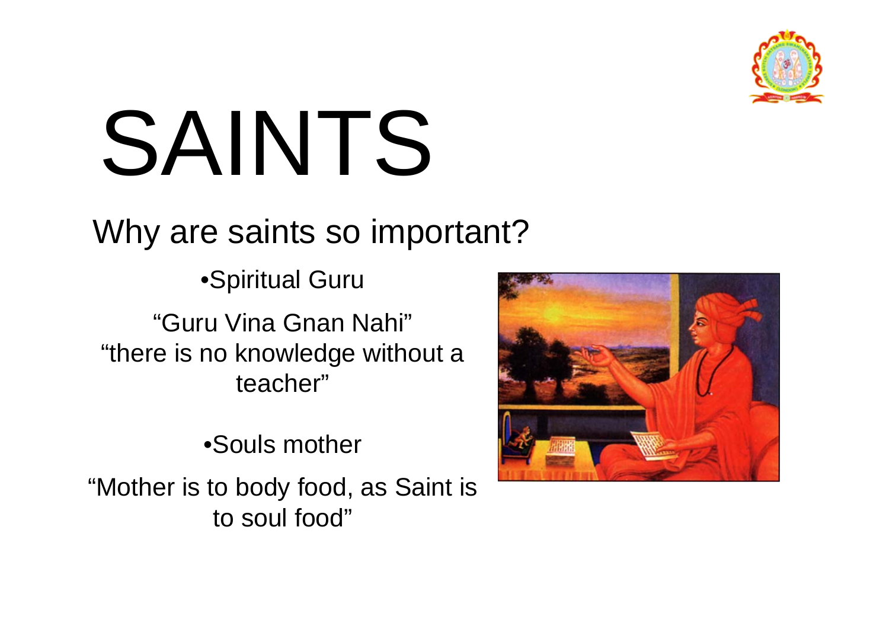# SAINTS

## Why are saints so important?

- Spiritual Guru

"Guru Vina Gnan Nahi"
"there is no knowledge without a teacher"

- Souls mother

"Mother is to body food, as Saint is to soul food"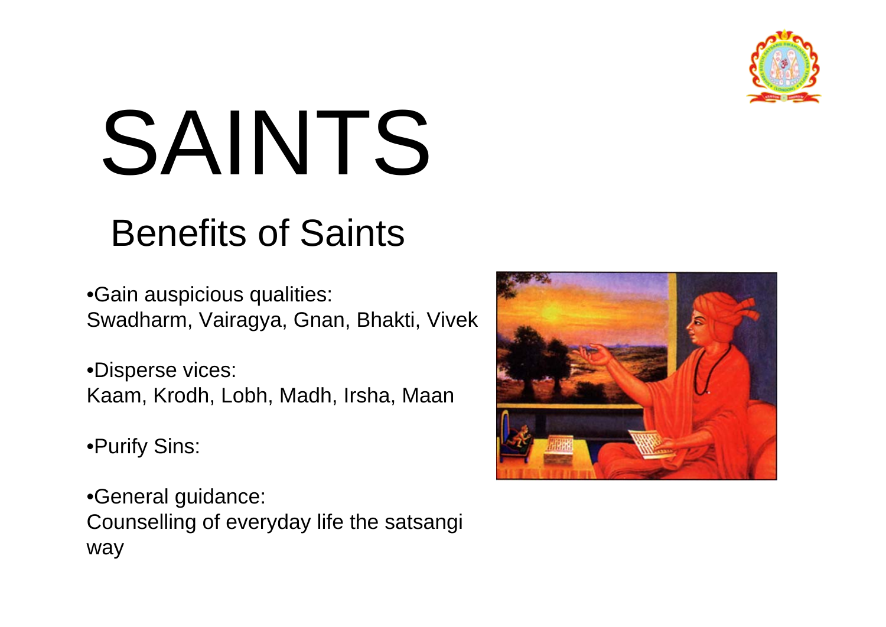# SAINTS

## Benefits of Saints

- Gain auspicious qualities:
  Swadharm, Vairagya, Gnan, Bhakti, Vivek

- Disperse vices:
  Kaam, Krodh, Lobh, Madh, Irsha, Maan

- Purify Sins:

- General guidance:
  Counselling of everyday life the satsangi way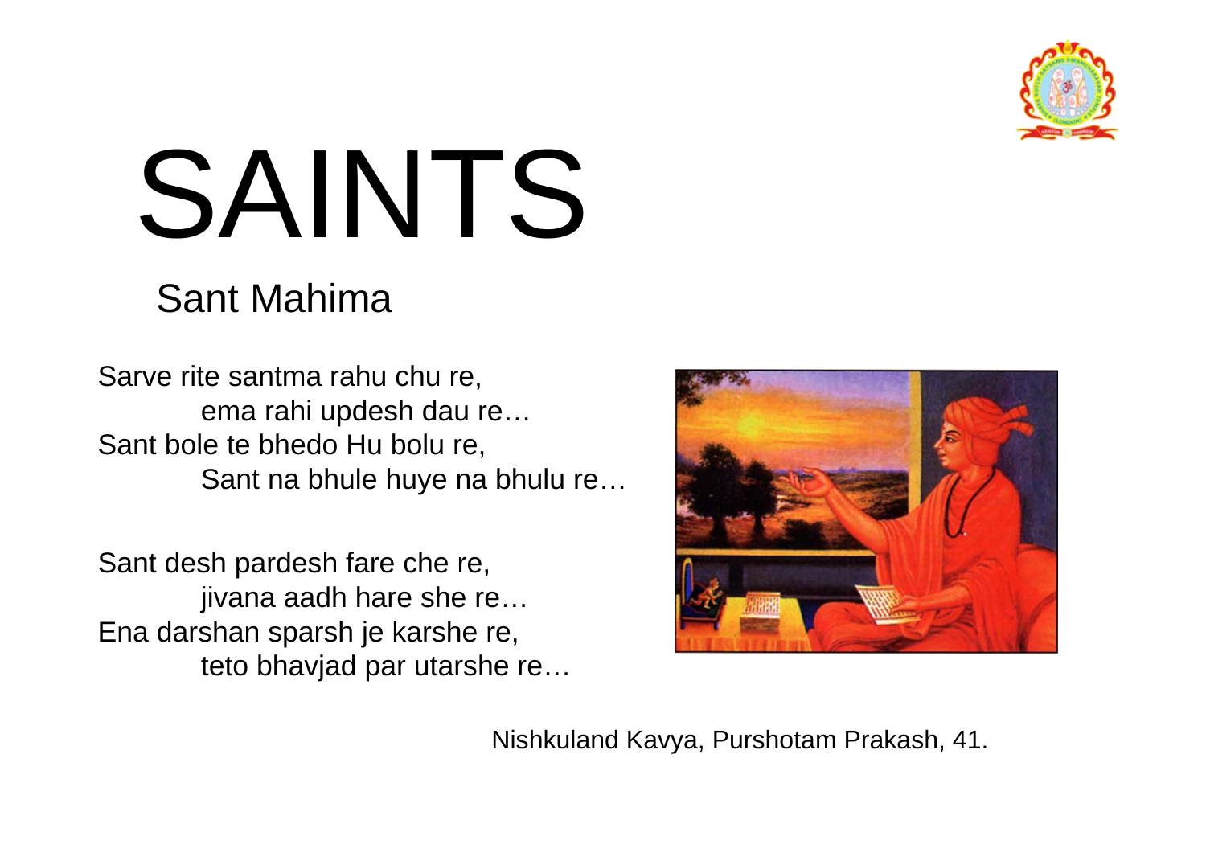# SAINTS

## Sant Mahima

Sarve rite santma rahu chu re,
ema rahi updesh dau re…
Sant bole te bhedo Hu bolu re,
Sant na bhule huye na bhulu re…

Sant desh pardesh fare che re,
jivana aadh hare she re…
Ena darshan sparsh je karshe re,
teto bhavjad par utarshe re…

Nishkuland Kavya, Purshotam Prakash, 41.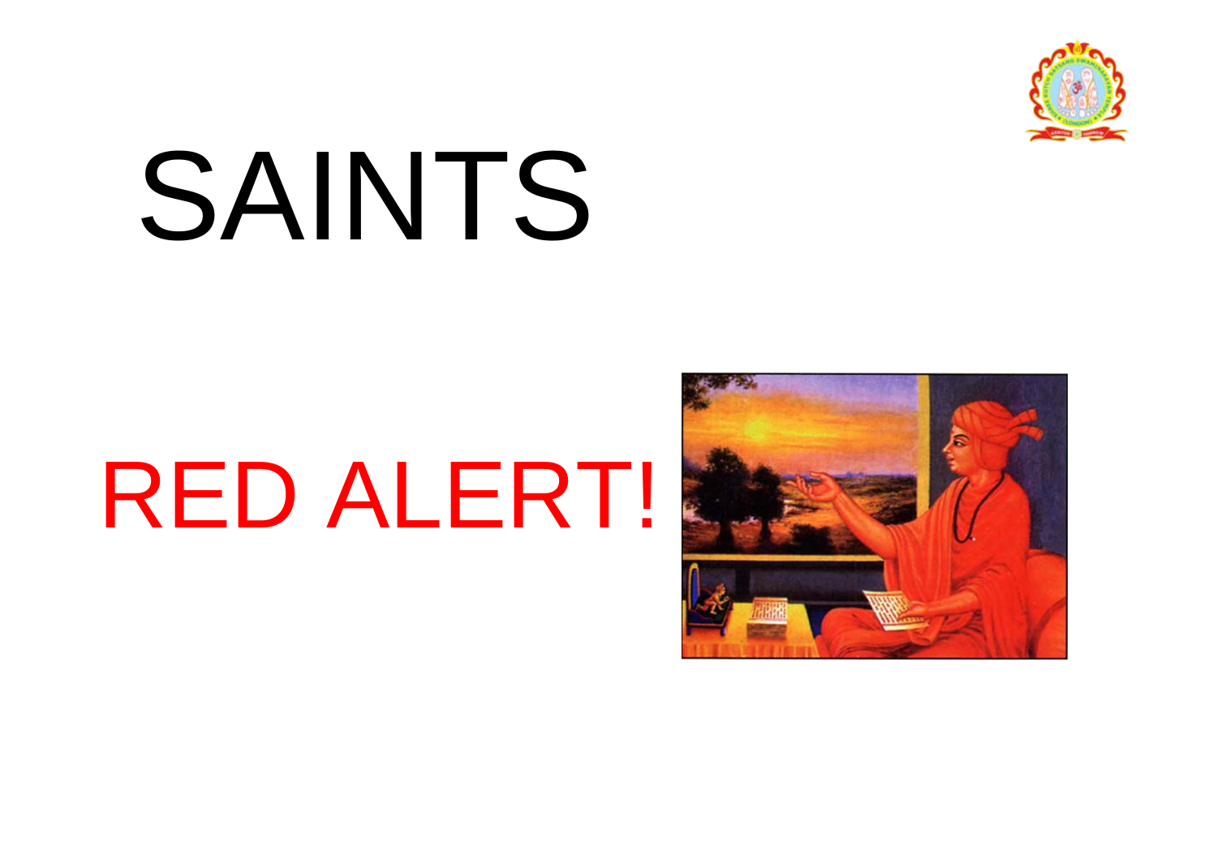# SAINTS

RED ALERT!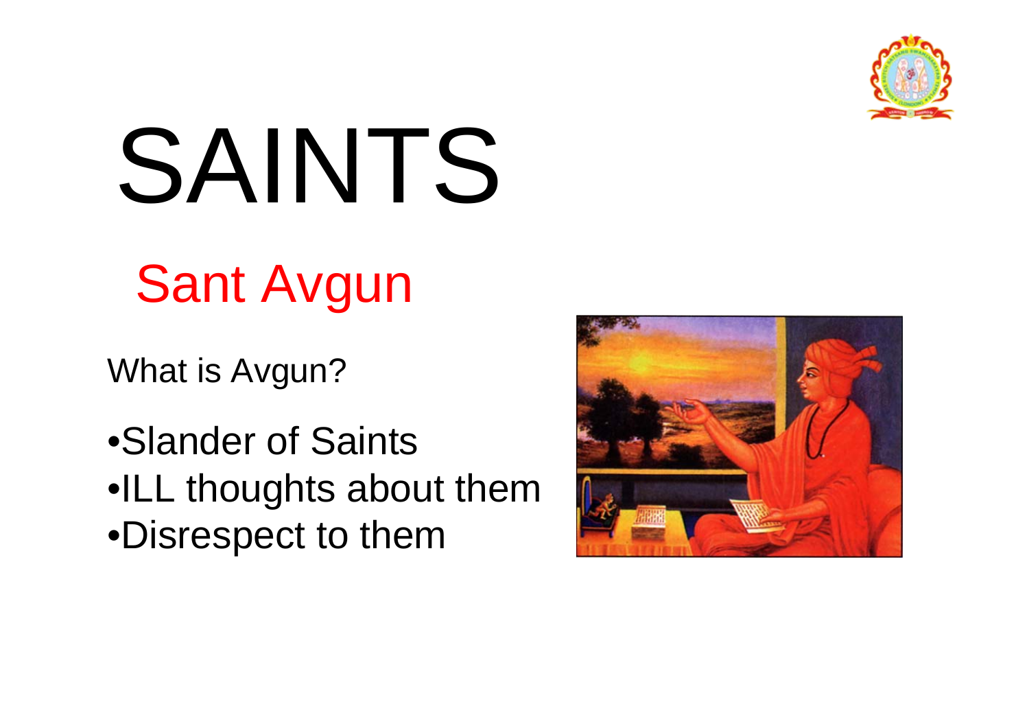# SAINTS

## Sant Avgun

What is Avgun?

- Slander of Saints
- ILL thoughts about them
- Disrespect to them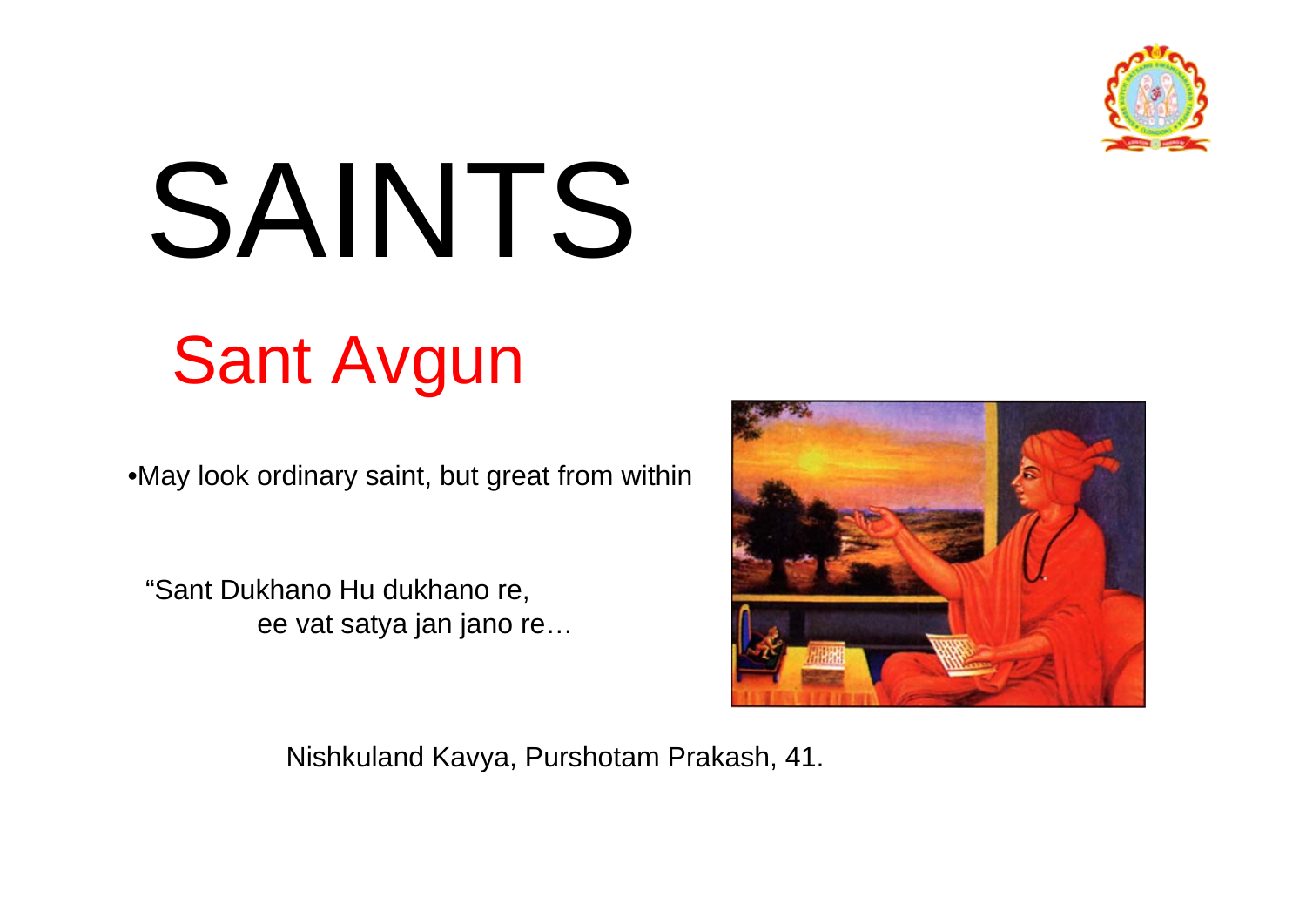# SAINTS

## Sant Avgun

- May look ordinary saint, but great from within

"Sant Dukhano Hu dukhano re,
ee vat satya jan jano re…

Nishkuland Kavya, Purshotam Prakash, 41.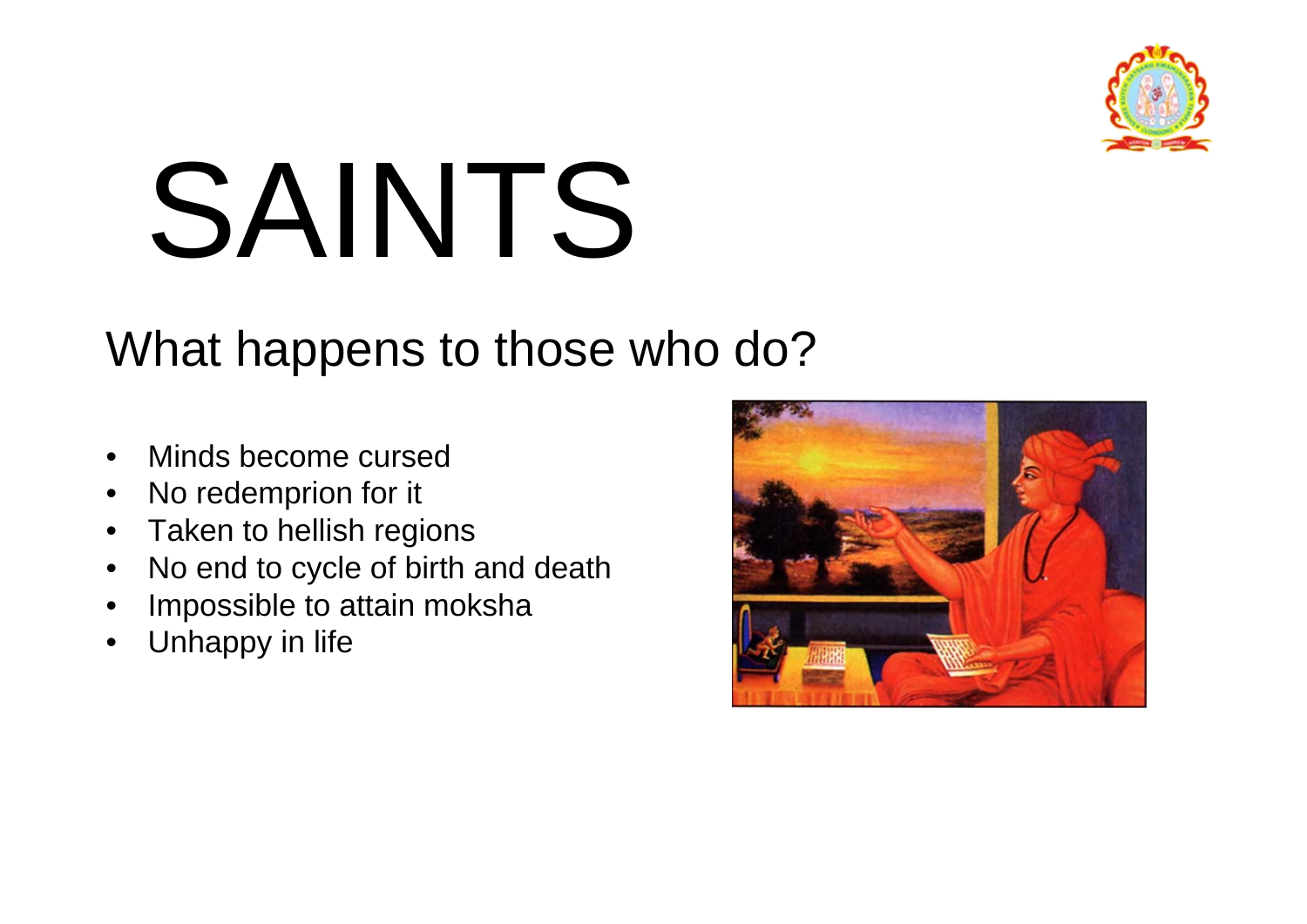# SAINTS

## What happens to those who do?

- Minds become cursed
- No redemprion for it
- Taken to hellish regions
- No end to cycle of birth and death
- Impossible to attain moksha
- Unhappy in life